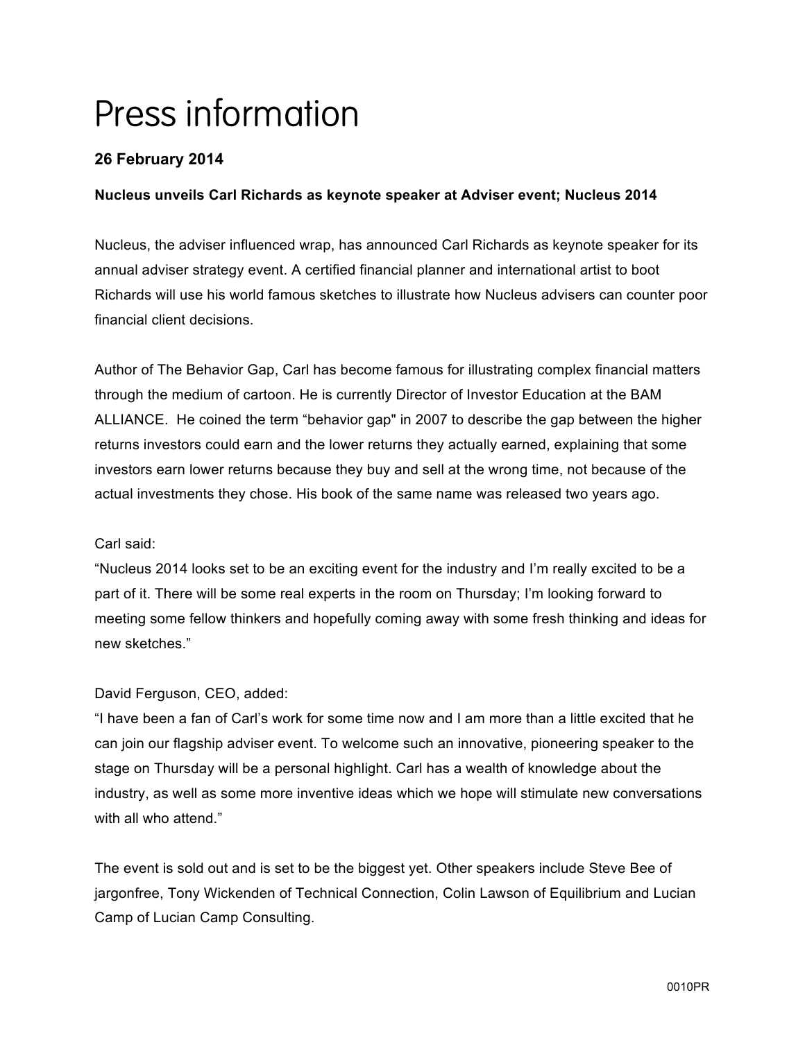# Press information

**26 February 2014**

**Nucleus unveils Carl Richards as keynote speaker at Adviser event; Nucleus 2014**

Nucleus, the adviser influenced wrap, has announced Carl Richards as keynote speaker for its annual adviser strategy event. A certified financial planner and international artist to boot Richards will use his world famous sketches to illustrate how Nucleus advisers can counter poor financial client decisions.

Author of The Behavior Gap, Carl has become famous for illustrating complex financial matters through the medium of cartoon. He is currently Director of Investor Education at the BAM ALLIANCE. He coined the term “behavior gap" in 2007 to describe the gap between the higher returns investors could earn and the lower returns they actually earned, explaining that some investors earn lower returns because they buy and sell at the wrong time, not because of the actual investments they chose. His book of the same name was released two years ago.

Carl said:
“Nucleus 2014 looks set to be an exciting event for the industry and I’m really excited to be a part of it. There will be some real experts in the room on Thursday; I’m looking forward to meeting some fellow thinkers and hopefully coming away with some fresh thinking and ideas for new sketches.”

David Ferguson, CEO, added:
“I have been a fan of Carl’s work for some time now and I am more than a little excited that he can join our flagship adviser event. To welcome such an innovative, pioneering speaker to the stage on Thursday will be a personal highlight. Carl has a wealth of knowledge about the industry, as well as some more inventive ideas which we hope will stimulate new conversations with all who attend.”

The event is sold out and is set to be the biggest yet. Other speakers include Steve Bee of jargonfree, Tony Wickenden of Technical Connection, Colin Lawson of Equilibrium and Lucian Camp of Lucian Camp Consulting.

0010PR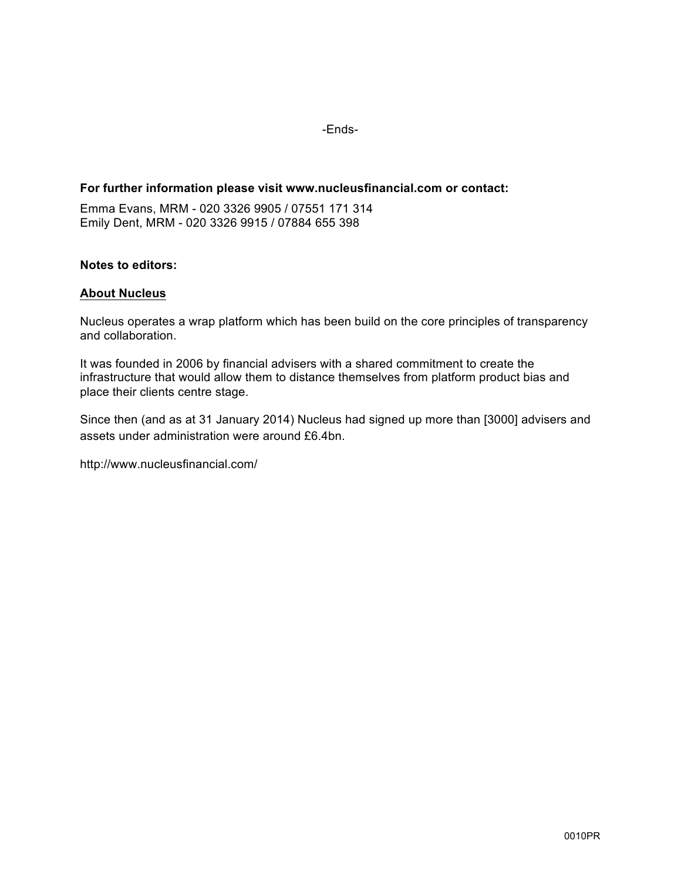-Ends-

**For further information please visit www.nucleusfinancial.com or contact:**

Emma Evans, MRM - 020 3326 9905 / 07551 171 314
Emily Dent, MRM - 020 3326 9915 / 07884 655 398

**Notes to editors:**

**About Nucleus**

Nucleus operates a wrap platform which has been build on the core principles of transparency and collaboration.

It was founded in 2006 by financial advisers with a shared commitment to create the infrastructure that would allow them to distance themselves from platform product bias and place their clients centre stage.

Since then (and as at 31 January 2014) Nucleus had signed up more than [3000] advisers and assets under administration were around £6.4bn.

http://www.nucleusfinancial.com/

0010PR